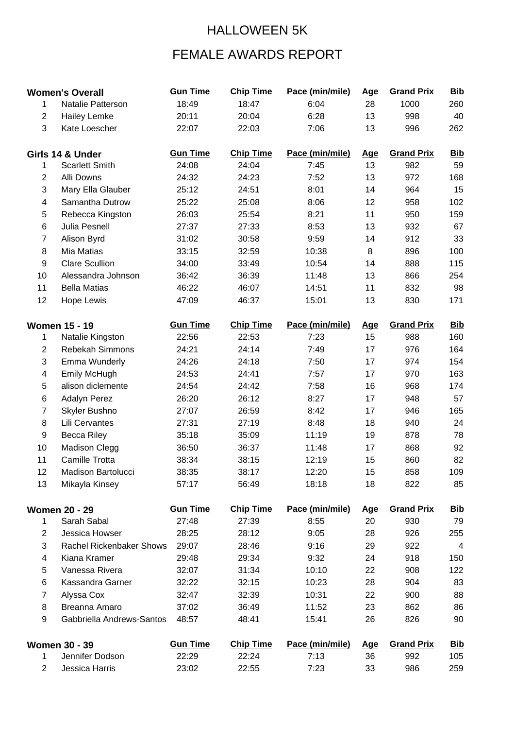# HALLOWEEN 5K

## FEMALE AWARDS REPORT

| Women's Overall | | Gun Time | Chip Time | Pace (min/mile) | Age | Grand Prix | Bib |
|---|---|---|---|---|---|---|---|
| 1 | Natalie Patterson | 18:49 | 18:47 | 6:04 | 28 | 1000 | 260 |
| 2 | Hailey Lemke | 20:11 | 20:04 | 6:28 | 13 | 998 | 40 |
| 3 | Kate Loescher | 22:07 | 22:03 | 7:06 | 13 | 996 | 262 |

| Girls 14 & Under | | Gun Time | Chip Time | Pace (min/mile) | Age | Grand Prix | Bib |
|---|---|---|---|---|---|---|---|
| 1 | Scarlett Smith | 24:08 | 24:04 | 7:45 | 13 | 982 | 59 |
| 2 | Alli Downs | 24:32 | 24:23 | 7:52 | 13 | 972 | 168 |
| 3 | Mary Ella Glauber | 25:12 | 24:51 | 8:01 | 14 | 964 | 15 |
| 4 | Samantha Dutrow | 25:22 | 25:08 | 8:06 | 12 | 958 | 102 |
| 5 | Rebecca Kingston | 26:03 | 25:54 | 8:21 | 11 | 950 | 159 |
| 6 | Julia Pesnell | 27:37 | 27:33 | 8:53 | 13 | 932 | 67 |
| 7 | Alison Byrd | 31:02 | 30:58 | 9:59 | 14 | 912 | 33 |
| 8 | Mia Matias | 33:15 | 32:59 | 10:38 | 8 | 896 | 100 |
| 9 | Clare Scullion | 34:00 | 33:49 | 10:54 | 14 | 888 | 115 |
| 10 | Alessandra Johnson | 36:42 | 36:39 | 11:48 | 13 | 866 | 254 |
| 11 | Bella Matias | 46:22 | 46:07 | 14:51 | 11 | 832 | 98 |
| 12 | Hope Lewis | 47:09 | 46:37 | 15:01 | 13 | 830 | 171 |

| Women 15 - 19 | | Gun Time | Chip Time | Pace (min/mile) | Age | Grand Prix | Bib |
|---|---|---|---|---|---|---|---|
| 1 | Natalie Kingston | 22:56 | 22:53 | 7:23 | 15 | 988 | 160 |
| 2 | Rebekah Simmons | 24:21 | 24:14 | 7:49 | 17 | 976 | 164 |
| 3 | Emma Wunderly | 24:26 | 24:18 | 7:50 | 17 | 974 | 154 |
| 4 | Emily McHugh | 24:53 | 24:41 | 7:57 | 17 | 970 | 163 |
| 5 | alison diclemente | 24:54 | 24:42 | 7:58 | 16 | 968 | 174 |
| 6 | Adalyn Perez | 26:20 | 26:12 | 8:27 | 17 | 948 | 57 |
| 7 | Skyler Bushno | 27:07 | 26:59 | 8:42 | 17 | 946 | 165 |
| 8 | Lili Cervantes | 27:31 | 27:19 | 8:48 | 18 | 940 | 24 |
| 9 | Becca Riley | 35:18 | 35:09 | 11:19 | 19 | 878 | 78 |
| 10 | Madison Clegg | 36:50 | 36:37 | 11:48 | 17 | 868 | 92 |
| 11 | Camille Trotta | 38:34 | 38:15 | 12:19 | 15 | 860 | 82 |
| 12 | Madison Bartolucci | 38:35 | 38:17 | 12:20 | 15 | 858 | 109 |
| 13 | Mikayla Kinsey | 57:17 | 56:49 | 18:18 | 18 | 822 | 85 |

| Women 20 - 29 | | Gun Time | Chip Time | Pace (min/mile) | Age | Grand Prix | Bib |
|---|---|---|---|---|---|---|---|
| 1 | Sarah Sabal | 27:48 | 27:39 | 8:55 | 20 | 930 | 79 |
| 2 | Jessica Howser | 28:25 | 28:12 | 9:05 | 28 | 926 | 255 |
| 3 | Rachel Rickenbaker Shows | 29:07 | 28:46 | 9:16 | 29 | 922 | 4 |
| 4 | Kiana Kramer | 29:48 | 29:34 | 9:32 | 24 | 918 | 150 |
| 5 | Vanessa Rivera | 32:07 | 31:34 | 10:10 | 22 | 908 | 122 |
| 6 | Kassandra Garner | 32:22 | 32:15 | 10:23 | 28 | 904 | 83 |
| 7 | Alyssa Cox | 32:47 | 32:39 | 10:31 | 22 | 900 | 88 |
| 8 | Breanna Amaro | 37:02 | 36:49 | 11:52 | 23 | 862 | 86 |
| 9 | Gabbriella Andrews-Santos | 48:57 | 48:41 | 15:41 | 26 | 826 | 90 |

| Women 30 - 39 | | Gun Time | Chip Time | Pace (min/mile) | Age | Grand Prix | Bib |
|---|---|---|---|---|---|---|---|
| 1 | Jennifer Dodson | 22:29 | 22:24 | 7:13 | 36 | 992 | 105 |
| 2 | Jessica Harris | 23:02 | 22:55 | 7:23 | 33 | 986 | 259 |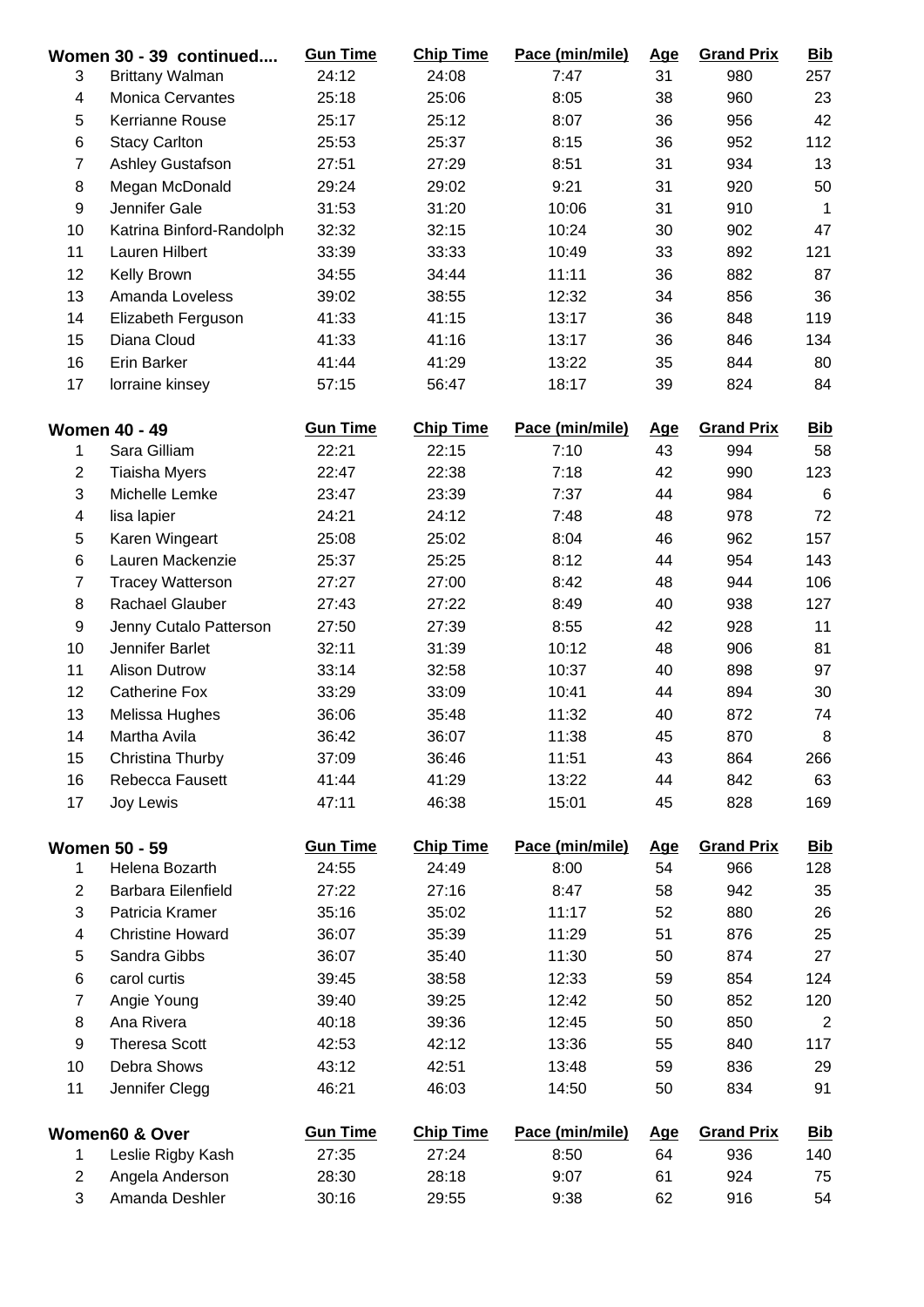| Women 30 - 39 continued.... | | Gun Time | Chip Time | Pace (min/mile) | Age | Grand Prix | Bib |
|---|---|---|---|---|---|---|---|
| 3 | Brittany Walman | 24:12 | 24:08 | 7:47 | 31 | 980 | 257 |
| 4 | Monica Cervantes | 25:18 | 25:06 | 8:05 | 38 | 960 | 23 |
| 5 | Kerrianne Rouse | 25:17 | 25:12 | 8:07 | 36 | 956 | 42 |
| 6 | Stacy Carlton | 25:53 | 25:37 | 8:15 | 36 | 952 | 112 |
| 7 | Ashley Gustafson | 27:51 | 27:29 | 8:51 | 31 | 934 | 13 |
| 8 | Megan McDonald | 29:24 | 29:02 | 9:21 | 31 | 920 | 50 |
| 9 | Jennifer Gale | 31:53 | 31:20 | 10:06 | 31 | 910 | 1 |
| 10 | Katrina Binford-Randolph | 32:32 | 32:15 | 10:24 | 30 | 902 | 47 |
| 11 | Lauren Hilbert | 33:39 | 33:33 | 10:49 | 33 | 892 | 121 |
| 12 | Kelly Brown | 34:55 | 34:44 | 11:11 | 36 | 882 | 87 |
| 13 | Amanda Loveless | 39:02 | 38:55 | 12:32 | 34 | 856 | 36 |
| 14 | Elizabeth Ferguson | 41:33 | 41:15 | 13:17 | 36 | 848 | 119 |
| 15 | Diana Cloud | 41:33 | 41:16 | 13:17 | 36 | 846 | 134 |
| 16 | Erin Barker | 41:44 | 41:29 | 13:22 | 35 | 844 | 80 |
| 17 | lorraine kinsey | 57:15 | 56:47 | 18:17 | 39 | 824 | 84 |

| Women 40 - 49 | | Gun Time | Chip Time | Pace (min/mile) | Age | Grand Prix | Bib |
|---|---|---|---|---|---|---|---|
| 1 | Sara Gilliam | 22:21 | 22:15 | 7:10 | 43 | 994 | 58 |
| 2 | Tiaisha Myers | 22:47 | 22:38 | 7:18 | 42 | 990 | 123 |
| 3 | Michelle Lemke | 23:47 | 23:39 | 7:37 | 44 | 984 | 6 |
| 4 | lisa lapier | 24:21 | 24:12 | 7:48 | 48 | 978 | 72 |
| 5 | Karen Wingeart | 25:08 | 25:02 | 8:04 | 46 | 962 | 157 |
| 6 | Lauren Mackenzie | 25:37 | 25:25 | 8:12 | 44 | 954 | 143 |
| 7 | Tracey Watterson | 27:27 | 27:00 | 8:42 | 48 | 944 | 106 |
| 8 | Rachael Glauber | 27:43 | 27:22 | 8:49 | 40 | 938 | 127 |
| 9 | Jenny Cutalo Patterson | 27:50 | 27:39 | 8:55 | 42 | 928 | 11 |
| 10 | Jennifer Barlet | 32:11 | 31:39 | 10:12 | 48 | 906 | 81 |
| 11 | Alison Dutrow | 33:14 | 32:58 | 10:37 | 40 | 898 | 97 |
| 12 | Catherine Fox | 33:29 | 33:09 | 10:41 | 44 | 894 | 30 |
| 13 | Melissa Hughes | 36:06 | 35:48 | 11:32 | 40 | 872 | 74 |
| 14 | Martha Avila | 36:42 | 36:07 | 11:38 | 45 | 870 | 8 |
| 15 | Christina Thurby | 37:09 | 36:46 | 11:51 | 43 | 864 | 266 |
| 16 | Rebecca Fausett | 41:44 | 41:29 | 13:22 | 44 | 842 | 63 |
| 17 | Joy Lewis | 47:11 | 46:38 | 15:01 | 45 | 828 | 169 |

| Women 50 - 59 | | Gun Time | Chip Time | Pace (min/mile) | Age | Grand Prix | Bib |
|---|---|---|---|---|---|---|---|
| 1 | Helena Bozarth | 24:55 | 24:49 | 8:00 | 54 | 966 | 128 |
| 2 | Barbara Eilenfield | 27:22 | 27:16 | 8:47 | 58 | 942 | 35 |
| 3 | Patricia Kramer | 35:16 | 35:02 | 11:17 | 52 | 880 | 26 |
| 4 | Christine Howard | 36:07 | 35:39 | 11:29 | 51 | 876 | 25 |
| 5 | Sandra Gibbs | 36:07 | 35:40 | 11:30 | 50 | 874 | 27 |
| 6 | carol curtis | 39:45 | 38:58 | 12:33 | 59 | 854 | 124 |
| 7 | Angie Young | 39:40 | 39:25 | 12:42 | 50 | 852 | 120 |
| 8 | Ana Rivera | 40:18 | 39:36 | 12:45 | 50 | 850 | 2 |
| 9 | Theresa Scott | 42:53 | 42:12 | 13:36 | 55 | 840 | 117 |
| 10 | Debra Shows | 43:12 | 42:51 | 13:48 | 59 | 836 | 29 |
| 11 | Jennifer Clegg | 46:21 | 46:03 | 14:50 | 50 | 834 | 91 |

| Women60 & Over | | Gun Time | Chip Time | Pace (min/mile) | Age | Grand Prix | Bib |
|---|---|---|---|---|---|---|---|
| 1 | Leslie Rigby Kash | 27:35 | 27:24 | 8:50 | 64 | 936 | 140 |
| 2 | Angela Anderson | 28:30 | 28:18 | 9:07 | 61 | 924 | 75 |
| 3 | Amanda Deshler | 30:16 | 29:55 | 9:38 | 62 | 916 | 54 |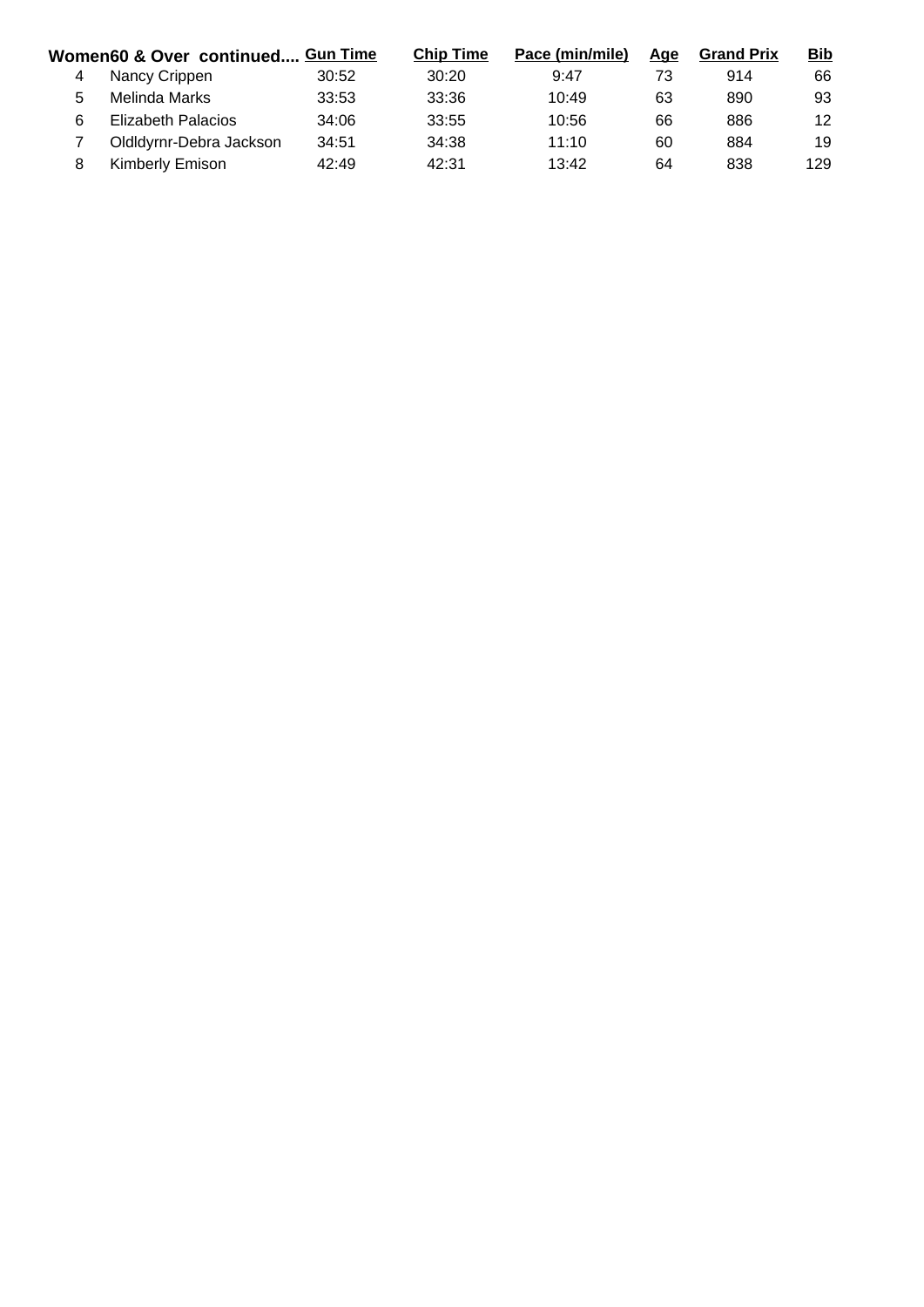| Women60 & Over continued.... | | Gun Time | Chip Time | Pace (min/mile) | Age | Grand Prix | Bib |
|---|---|---|---|---|---|---|---|
| 4 | Nancy Crippen | 30:52 | 30:20 | 9:47 | 73 | 914 | 66 |
| 5 | Melinda Marks | 33:53 | 33:36 | 10:49 | 63 | 890 | 93 |
| 6 | Elizabeth Palacios | 34:06 | 33:55 | 10:56 | 66 | 886 | 12 |
| 7 | Oldldyrnr-Debra Jackson | 34:51 | 34:38 | 11:10 | 60 | 884 | 19 |
| 8 | Kimberly Emison | 42:49 | 42:31 | 13:42 | 64 | 838 | 129 |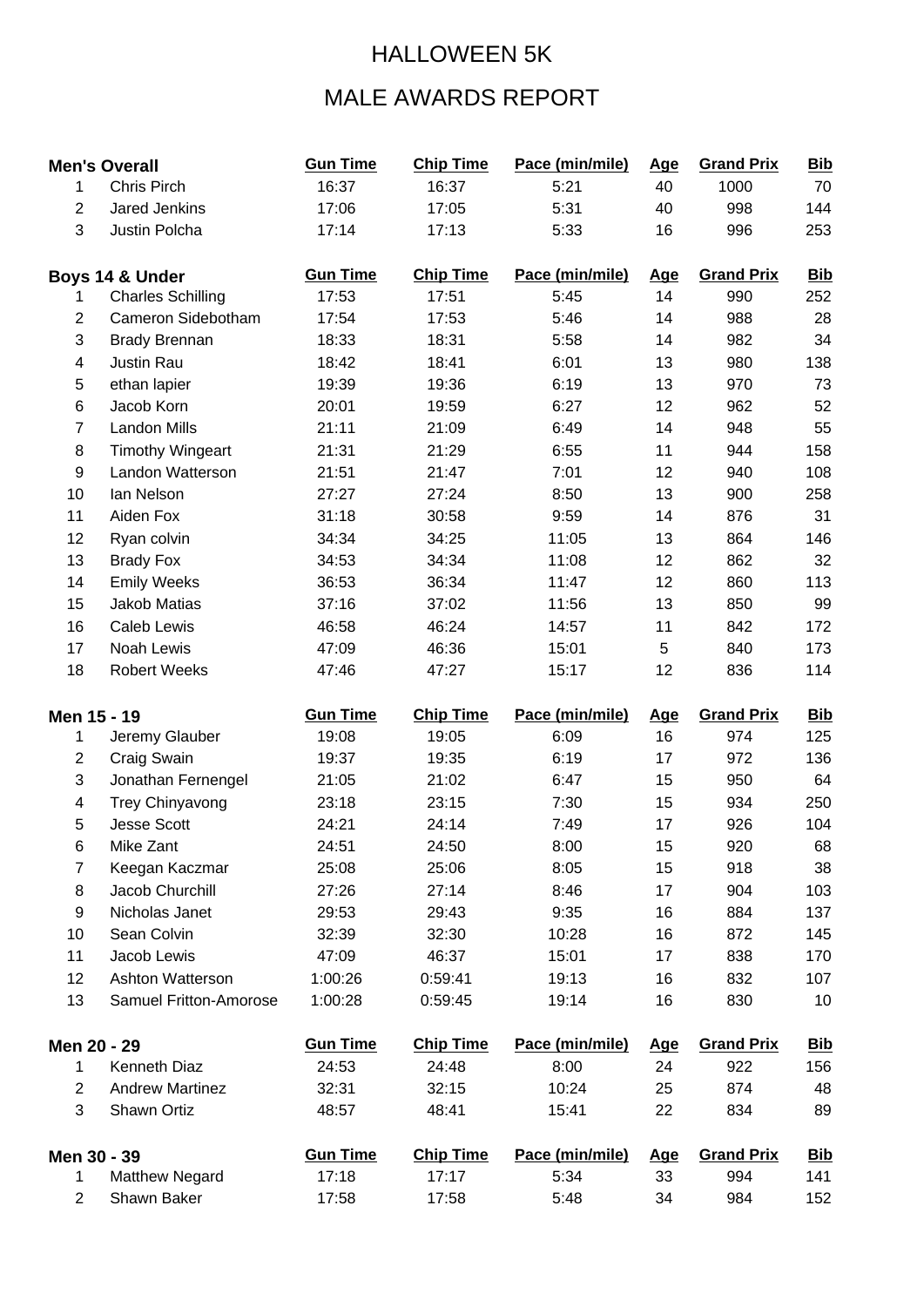# HALLOWEEN 5K

## MALE AWARDS REPORT

| Men's Overall | | Gun Time | Chip Time | Pace (min/mile) | Age | Grand Prix | Bib |
|---|---|---|---|---|---|---|---|
| 1 | Chris Pirch | 16:37 | 16:37 | 5:21 | 40 | 1000 | 70 |
| 2 | Jared Jenkins | 17:06 | 17:05 | 5:31 | 40 | 998 | 144 |
| 3 | Justin Polcha | 17:14 | 17:13 | 5:33 | 16 | 996 | 253 |

| Boys 14 & Under | | Gun Time | Chip Time | Pace (min/mile) | Age | Grand Prix | Bib |
|---|---|---|---|---|---|---|---|
| 1 | Charles Schilling | 17:53 | 17:51 | 5:45 | 14 | 990 | 252 |
| 2 | Cameron Sidebotham | 17:54 | 17:53 | 5:46 | 14 | 988 | 28 |
| 3 | Brady Brennan | 18:33 | 18:31 | 5:58 | 14 | 982 | 34 |
| 4 | Justin Rau | 18:42 | 18:41 | 6:01 | 13 | 980 | 138 |
| 5 | ethan lapier | 19:39 | 19:36 | 6:19 | 13 | 970 | 73 |
| 6 | Jacob Korn | 20:01 | 19:59 | 6:27 | 12 | 962 | 52 |
| 7 | Landon Mills | 21:11 | 21:09 | 6:49 | 14 | 948 | 55 |
| 8 | Timothy Wingeart | 21:31 | 21:29 | 6:55 | 11 | 944 | 158 |
| 9 | Landon Watterson | 21:51 | 21:47 | 7:01 | 12 | 940 | 108 |
| 10 | Ian Nelson | 27:27 | 27:24 | 8:50 | 13 | 900 | 258 |
| 11 | Aiden Fox | 31:18 | 30:58 | 9:59 | 14 | 876 | 31 |
| 12 | Ryan colvin | 34:34 | 34:25 | 11:05 | 13 | 864 | 146 |
| 13 | Brady Fox | 34:53 | 34:34 | 11:08 | 12 | 862 | 32 |
| 14 | Emily Weeks | 36:53 | 36:34 | 11:47 | 12 | 860 | 113 |
| 15 | Jakob Matias | 37:16 | 37:02 | 11:56 | 13 | 850 | 99 |
| 16 | Caleb Lewis | 46:58 | 46:24 | 14:57 | 11 | 842 | 172 |
| 17 | Noah Lewis | 47:09 | 46:36 | 15:01 | 5 | 840 | 173 |
| 18 | Robert Weeks | 47:46 | 47:27 | 15:17 | 12 | 836 | 114 |

| Men 15 - 19 | | Gun Time | Chip Time | Pace (min/mile) | Age | Grand Prix | Bib |
|---|---|---|---|---|---|---|---|
| 1 | Jeremy Glauber | 19:08 | 19:05 | 6:09 | 16 | 974 | 125 |
| 2 | Craig Swain | 19:37 | 19:35 | 6:19 | 17 | 972 | 136 |
| 3 | Jonathan Fernengel | 21:05 | 21:02 | 6:47 | 15 | 950 | 64 |
| 4 | Trey Chinyavong | 23:18 | 23:15 | 7:30 | 15 | 934 | 250 |
| 5 | Jesse Scott | 24:21 | 24:14 | 7:49 | 17 | 926 | 104 |
| 6 | Mike Zant | 24:51 | 24:50 | 8:00 | 15 | 920 | 68 |
| 7 | Keegan Kaczmar | 25:08 | 25:06 | 8:05 | 15 | 918 | 38 |
| 8 | Jacob Churchill | 27:26 | 27:14 | 8:46 | 17 | 904 | 103 |
| 9 | Nicholas Janet | 29:53 | 29:43 | 9:35 | 16 | 884 | 137 |
| 10 | Sean Colvin | 32:39 | 32:30 | 10:28 | 16 | 872 | 145 |
| 11 | Jacob Lewis | 47:09 | 46:37 | 15:01 | 17 | 838 | 170 |
| 12 | Ashton Watterson | 1:00:26 | 0:59:41 | 19:13 | 16 | 832 | 107 |
| 13 | Samuel Fritton-Amorose | 1:00:28 | 0:59:45 | 19:14 | 16 | 830 | 10 |

| Men 20 - 29 | | Gun Time | Chip Time | Pace (min/mile) | Age | Grand Prix | Bib |
|---|---|---|---|---|---|---|---|
| 1 | Kenneth Diaz | 24:53 | 24:48 | 8:00 | 24 | 922 | 156 |
| 2 | Andrew Martinez | 32:31 | 32:15 | 10:24 | 25 | 874 | 48 |
| 3 | Shawn Ortiz | 48:57 | 48:41 | 15:41 | 22 | 834 | 89 |

| Men 30 - 39 | | Gun Time | Chip Time | Pace (min/mile) | Age | Grand Prix | Bib |
|---|---|---|---|---|---|---|---|
| 1 | Matthew Negard | 17:18 | 17:17 | 5:34 | 33 | 994 | 141 |
| 2 | Shawn Baker | 17:58 | 17:58 | 5:48 | 34 | 984 | 152 |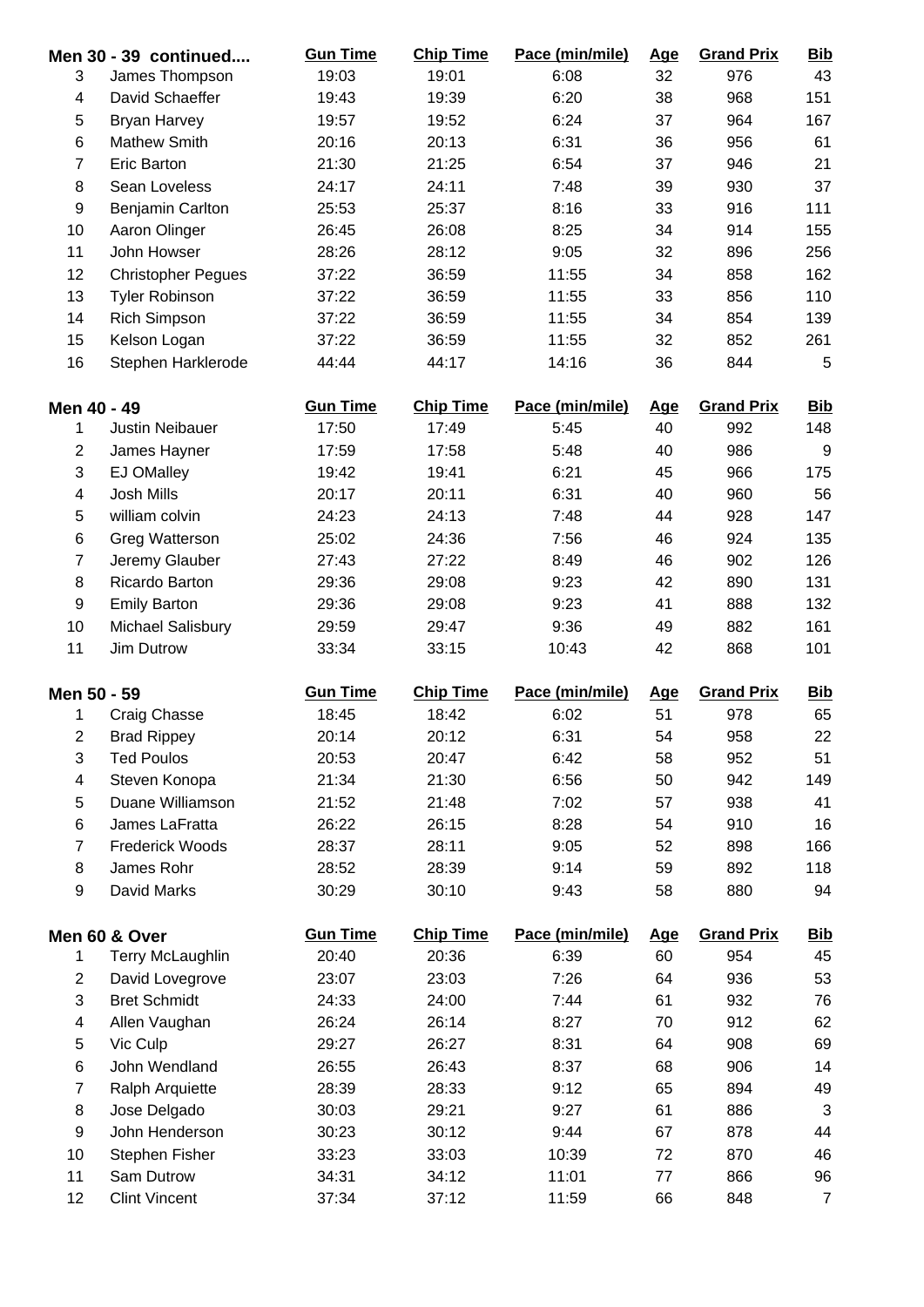| Men 30 - 39 continued.... | | Gun Time | Chip Time | Pace (min/mile) | Age | Grand Prix | Bib |
|---|---|---|---|---|---|---|---|
| 3 | James Thompson | 19:03 | 19:01 | 6:08 | 32 | 976 | 43 |
| 4 | David Schaeffer | 19:43 | 19:39 | 6:20 | 38 | 968 | 151 |
| 5 | Bryan Harvey | 19:57 | 19:52 | 6:24 | 37 | 964 | 167 |
| 6 | Mathew Smith | 20:16 | 20:13 | 6:31 | 36 | 956 | 61 |
| 7 | Eric Barton | 21:30 | 21:25 | 6:54 | 37 | 946 | 21 |
| 8 | Sean Loveless | 24:17 | 24:11 | 7:48 | 39 | 930 | 37 |
| 9 | Benjamin Carlton | 25:53 | 25:37 | 8:16 | 33 | 916 | 111 |
| 10 | Aaron Olinger | 26:45 | 26:08 | 8:25 | 34 | 914 | 155 |
| 11 | John Howser | 28:26 | 28:12 | 9:05 | 32 | 896 | 256 |
| 12 | Christopher Pegues | 37:22 | 36:59 | 11:55 | 34 | 858 | 162 |
| 13 | Tyler Robinson | 37:22 | 36:59 | 11:55 | 33 | 856 | 110 |
| 14 | Rich Simpson | 37:22 | 36:59 | 11:55 | 34 | 854 | 139 |
| 15 | Kelson Logan | 37:22 | 36:59 | 11:55 | 32 | 852 | 261 |
| 16 | Stephen Harklerode | 44:44 | 44:17 | 14:16 | 36 | 844 | 5 |

| Men 40 - 49 | | Gun Time | Chip Time | Pace (min/mile) | Age | Grand Prix | Bib |
|---|---|---|---|---|---|---|---|
| 1 | Justin Neibauer | 17:50 | 17:49 | 5:45 | 40 | 992 | 148 |
| 2 | James Hayner | 17:59 | 17:58 | 5:48 | 40 | 986 | 9 |
| 3 | EJ OMalley | 19:42 | 19:41 | 6:21 | 45 | 966 | 175 |
| 4 | Josh Mills | 20:17 | 20:11 | 6:31 | 40 | 960 | 56 |
| 5 | william colvin | 24:23 | 24:13 | 7:48 | 44 | 928 | 147 |
| 6 | Greg Watterson | 25:02 | 24:36 | 7:56 | 46 | 924 | 135 |
| 7 | Jeremy Glauber | 27:43 | 27:22 | 8:49 | 46 | 902 | 126 |
| 8 | Ricardo Barton | 29:36 | 29:08 | 9:23 | 42 | 890 | 131 |
| 9 | Emily Barton | 29:36 | 29:08 | 9:23 | 41 | 888 | 132 |
| 10 | Michael Salisbury | 29:59 | 29:47 | 9:36 | 49 | 882 | 161 |
| 11 | Jim Dutrow | 33:34 | 33:15 | 10:43 | 42 | 868 | 101 |

| Men 50 - 59 | | Gun Time | Chip Time | Pace (min/mile) | Age | Grand Prix | Bib |
|---|---|---|---|---|---|---|---|
| 1 | Craig Chasse | 18:45 | 18:42 | 6:02 | 51 | 978 | 65 |
| 2 | Brad Rippey | 20:14 | 20:12 | 6:31 | 54 | 958 | 22 |
| 3 | Ted Poulos | 20:53 | 20:47 | 6:42 | 58 | 952 | 51 |
| 4 | Steven Konopa | 21:34 | 21:30 | 6:56 | 50 | 942 | 149 |
| 5 | Duane Williamson | 21:52 | 21:48 | 7:02 | 57 | 938 | 41 |
| 6 | James LaFratta | 26:22 | 26:15 | 8:28 | 54 | 910 | 16 |
| 7 | Frederick Woods | 28:37 | 28:11 | 9:05 | 52 | 898 | 166 |
| 8 | James Rohr | 28:52 | 28:39 | 9:14 | 59 | 892 | 118 |
| 9 | David Marks | 30:29 | 30:10 | 9:43 | 58 | 880 | 94 |

| Men 60 & Over | | Gun Time | Chip Time | Pace (min/mile) | Age | Grand Prix | Bib |
|---|---|---|---|---|---|---|---|
| 1 | Terry McLaughlin | 20:40 | 20:36 | 6:39 | 60 | 954 | 45 |
| 2 | David Lovegrove | 23:07 | 23:03 | 7:26 | 64 | 936 | 53 |
| 3 | Bret Schmidt | 24:33 | 24:00 | 7:44 | 61 | 932 | 76 |
| 4 | Allen Vaughan | 26:24 | 26:14 | 8:27 | 70 | 912 | 62 |
| 5 | Vic Culp | 29:27 | 26:27 | 8:31 | 64 | 908 | 69 |
| 6 | John Wendland | 26:55 | 26:43 | 8:37 | 68 | 906 | 14 |
| 7 | Ralph Arquiette | 28:39 | 28:33 | 9:12 | 65 | 894 | 49 |
| 8 | Jose Delgado | 30:03 | 29:21 | 9:27 | 61 | 886 | 3 |
| 9 | John Henderson | 30:23 | 30:12 | 9:44 | 67 | 878 | 44 |
| 10 | Stephen Fisher | 33:23 | 33:03 | 10:39 | 72 | 870 | 46 |
| 11 | Sam Dutrow | 34:31 | 34:12 | 11:01 | 77 | 866 | 96 |
| 12 | Clint Vincent | 37:34 | 37:12 | 11:59 | 66 | 848 | 7 |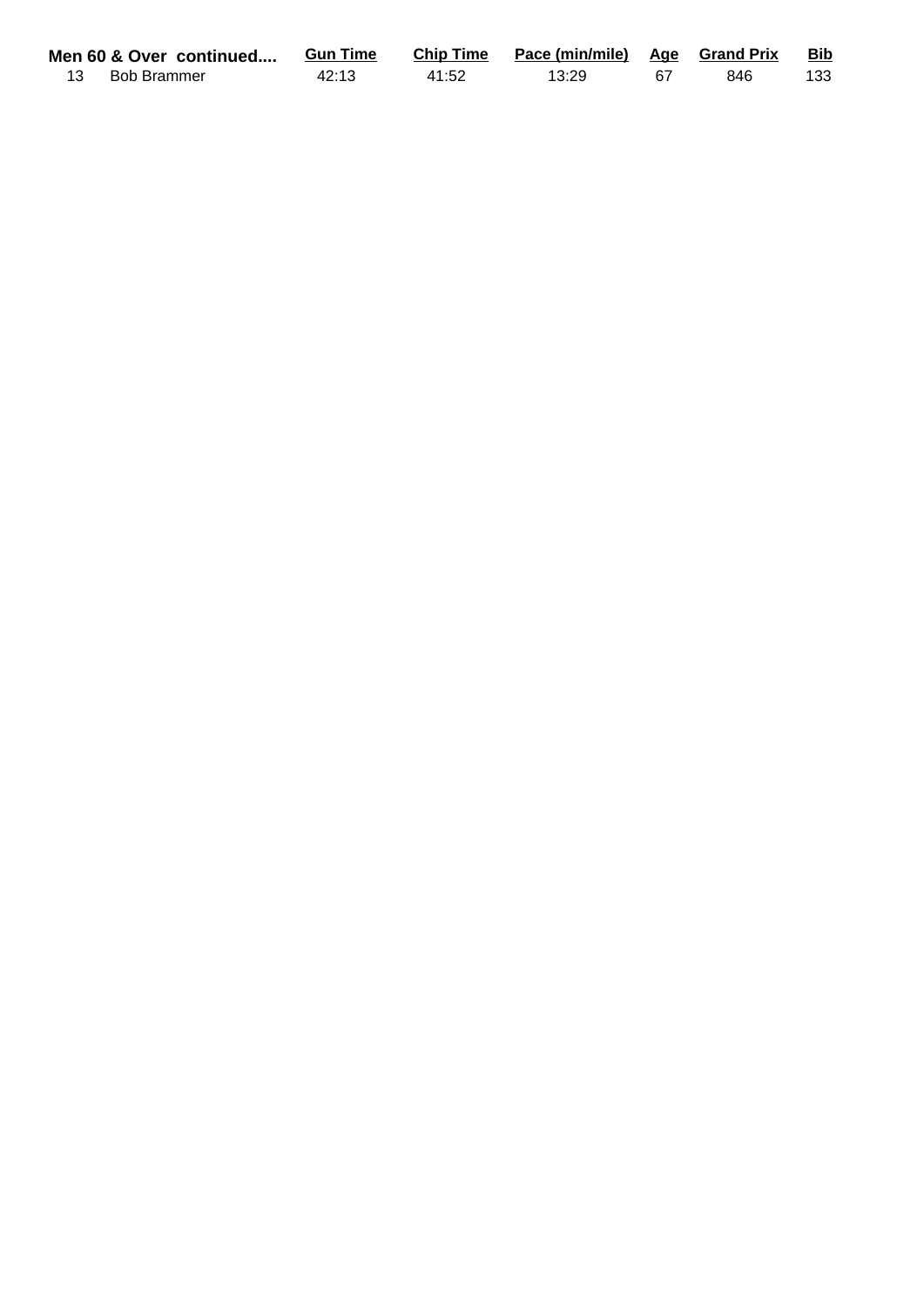| Men 60 & Over continued.... | | Gun Time | Chip Time | Pace (min/mile) | Age | Grand Prix | Bib |
|---|---|---|---|---|---|---|---|
| 13 | Bob Brammer | 42:13 | 41:52 | 13:29 | 67 | 846 | 133 |